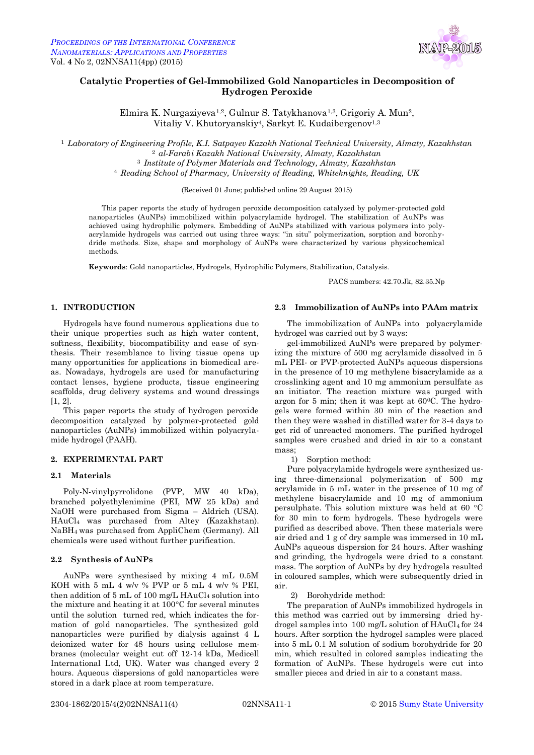# Catalytic Properties of Gel-Immobilized Gold Nanoparticles in Decomposition of Hydrogen Peroxide

Elmira K. Nurgaziyeva[1,2], Gulnur S. Tatykhanova[1,3], Grigoriy A. Mun[2], Vitaliy V. Khutoryanskiy[4], Sarkyt E. Kudaibergenov[1,3]

[1] *Laboratory of Engineering Profile, K.I. Satpayev Kazakh National Technical University, Almaty, Kazakhstan*
[2] *al-Farabi Kazakh National University, Almaty, Kazakhstan*
[3] *Institute of Polymer Materials and Technology, Almaty, Kazakhstan*
[4] *Reading School of Pharmacy, University of Reading, Whiteknights, Reading, UK*

(Received 01 June; published online 29 August 2015)

This paper reports the study of hydrogen peroxide decomposition catalyzed by polymer-protected gold nanoparticles (AuNPs) immobilized within polyacrylamide hydrogel. The stabilization of AuNPs was achieved using hydrophilic polymers. Embedding of AuNPs stabilized with various polymers into polyacrylamide hydrogels was carried out using three ways: "in situ" polymerization, sorption and borohydride methods. Size, shape and morphology of AuNPs were characterized by various physicochemical methods.

**Keywords**: Gold nanoparticles, Hydrogels, Hydrophilic Polymers, Stabilization, Catalysis.

PACS numbers: 42.70.Jk, 82.35.Np

## 1. INTRODUCTION

Hydrogels have found numerous applications due to their unique properties such as high water content, softness, flexibility, biocompatibility and ease of synthesis. Their resemblance to living tissue opens up many opportunities for applications in biomedical areas. Nowadays, hydrogels are used for manufacturing contact lenses, hygiene products, tissue engineering scaffolds, drug delivery systems and wound dressings [1, 2].

This paper reports the study of hydrogen peroxide decomposition catalyzed by polymer-protected gold nanoparticles (AuNPs) immobilized within polyacrylamide hydrogel (PAAH).

## 2. EXPERIMENTAL PART

### 2.1 Materials

Poly-N-vinylpyrrolidone (PVP, MW 40 kDa), branched polyethylenimine (PEI, MW 25 kDa) and NaOH were purchased from Sigma – Aldrich (USA). $HAuCl_4$ was purchased from Altey (Kazakhstan). $NaBH_4$ was purchased from AppliChem (Germany). All chemicals were used without further purification.

### 2.2 Synthesis of AuNPs

AuNPs were synthesised by mixing 4 mL 0.5M KOH with 5 mL 4 w/v % PVP or 5 mL 4 w/v % PEI, then addition of 5 mL of 100 mg/L $HAuCl_4$ solution into the mixture and heating it at 100°C for several minutes until the solution turned red, which indicates the formation of gold nanoparticles. The synthesized gold nanoparticles were purified by dialysis against 4 L deionized water for 48 hours using cellulose membranes (molecular weight cut off 12-14 kDa, Medicell International Ltd, UK). Water was changed every 2 hours. Aqueous dispersions of gold nanoparticles were stored in a dark place at room temperature.

### 2.3 Immobilization of AuNPs into PAAm matrix

The immobilization of AuNPs into polyacrylamide hydrogel was carried out by 3 ways:

gel-immobilized AuNPs were prepared by polymerizing the mixture of 500 mg acrylamide dissolved in 5 mL PEI- or PVP-protected AuNPs aqueous dispersions in the presence of 10 mg methylene bisacrylamide as a crosslinking agent and 10 mg ammonium persulfate as an initiator. The reaction mixture was purged with argon for 5 min; then it was kept at 60°C. The hydrogels were formed within 30 min of the reaction and then they were washed in distilled water for 3-4 days to get rid of unreacted monomers. The purified hydrogel samples were crushed and dried in air to a constant mass;

1) Sorption method:

Pure polyacrylamide hydrogels were synthesized using three-dimensional polymerization of 500 mg acrylamide in 5 mL water in the presence of 10 mg of methylene bisacrylamide and 10 mg of ammonium persulphate. This solution mixture was held at 60 °C for 30 min to form hydrogels. These hydrogels were purified as described above. Then these materials were air dried and 1 g of dry sample was immersed in 10 mL AuNPs aqueous dispersion for 24 hours. After washing and grinding, the hydrogels were dried to a constant mass. The sorption of AuNPs by dry hydrogels resulted in coloured samples, which were subsequently dried in air.

2) Borohydride method:

The preparation of AuNPs immobilized hydrogels in this method was carried out by immersing dried hydrogel samples into 100 mg/L solution of $HAuCl_4$ for 24 hours. After sorption the hydrogel samples were placed into 5 mL 0.1 M solution of sodium borohydride for 20 min, which resulted in colored samples indicating the formation of AuNPs. These hydrogels were cut into smaller pieces and dried in air to a constant mass.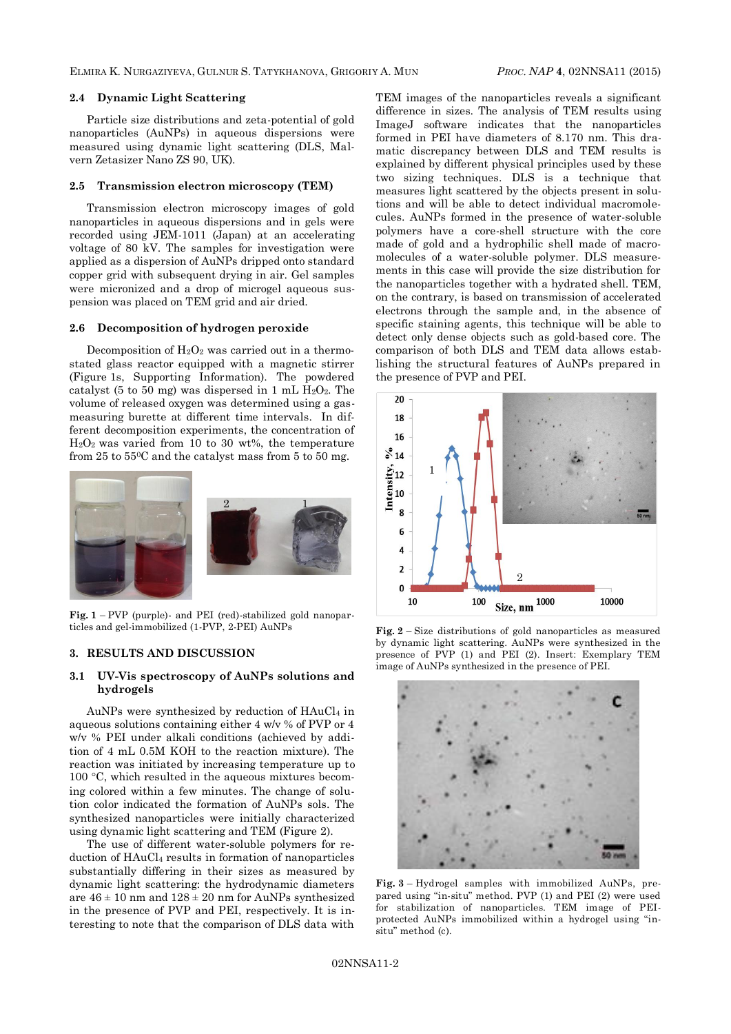### 2.4 Dynamic Light Scattering

Particle size distributions and zeta-potential of gold nanoparticles (AuNPs) in aqueous dispersions were measured using dynamic light scattering (DLS, Malvern Zetasizer Nano ZS 90, UK).

### 2.5 Transmission electron microscopy (TEM)

Transmission electron microscopy images of gold nanoparticles in aqueous dispersions and in gels were recorded using JEM-1011 (Japan) at an accelerating voltage of 80 kV. The samples for investigation were applied as a dispersion of AuNPs dripped onto standard copper grid with subsequent drying in air. Gel samples were micronized and a drop of microgel aqueous suspension was placed on TEM grid and air dried.

### 2.6 Decomposition of hydrogen peroxide

Decomposition of $H_2O_2$ was carried out in a thermostated glass reactor equipped with a magnetic stirrer (Figure 1s, Supporting Information). The powdered catalyst (5 to 50 mg) was dispersed in 1 mL $H_2O_2$. The volume of released oxygen was determined using a gas-measuring burette at different time intervals. In different decomposition experiments, the concentration of $H_2O_2$ was varied from 10 to 30 wt%, the temperature from 25 to $55^0$C and the catalyst mass from 5 to 50 mg.

**Fig. 1** – PVP (purple)- and PEI (red)-stabilized gold nanoparticles and gel-immobilized (1-PVP, 2-PEI) AuNPs

## 3. RESULTS AND DISCUSSION

### 3.1 UV-Vis spectroscopy of AuNPs solutions and hydrogels

AuNPs were synthesized by reduction of $HAuCl_4$ in aqueous solutions containing either 4 w/v % of PVP or 4 w/v % PEI under alkali conditions (achieved by addition of 4 mL 0.5M KOH to the reaction mixture). The reaction was initiated by increasing temperature up to 100 °C, which resulted in the aqueous mixtures becoming colored within a few minutes. The change of solution color indicated the formation of AuNPs sols. The synthesized nanoparticles were initially characterized using dynamic light scattering and TEM (Figure 2).

The use of different water-soluble polymers for reduction of $HAuCl_4$ results in formation of nanoparticles substantially differing in their sizes as measured by dynamic light scattering: the hydrodynamic diameters are $46 \pm 10$ nm and $128 \pm 20$ nm for AuNPs synthesized in the presence of PVP and PEI, respectively. It is interesting to note that the comparison of DLS data with TEM images of the nanoparticles reveals a significant difference in sizes. The analysis of TEM results using ImageJ software indicates that the nanoparticles formed in PEI have diameters of 8.170 nm. This dramatic discrepancy between DLS and TEM results is explained by different physical principles used by these two sizing techniques. DLS is a technique that measures light scattered by the objects present in solutions and will be able to detect individual macromolecules. AuNPs formed in the presence of water-soluble polymers have a core-shell structure with the core made of gold and a hydrophilic shell made of macromolecules of a water-soluble polymer. DLS measurements in this case will provide the size distribution for the nanoparticles together with a hydrated shell. TEM, on the contrary, is based on transmission of accelerated electrons through the sample and, in the absence of specific staining agents, this technique will be able to detect only dense objects such as gold-based core. The comparison of both DLS and TEM data allows establishing the structural features of AuNPs prepared in the presence of PVP and PEI.

**Fig. 2** – Size distributions of gold nanoparticles as measured by dynamic light scattering. AuNPs were synthesized in the presence of PVP (1) and PEI (2). Insert: Exemplary TEM image of AuNPs synthesized in the presence of PEI.

**Fig. 3** – Hydrogel samples with immobilized AuNPs, prepared using "in-situ" method. PVP (1) and PEI (2) were used for stabilization of nanoparticles. TEM image of PEI-protected AuNPs immobilized within a hydrogel using "in-situ" method (c).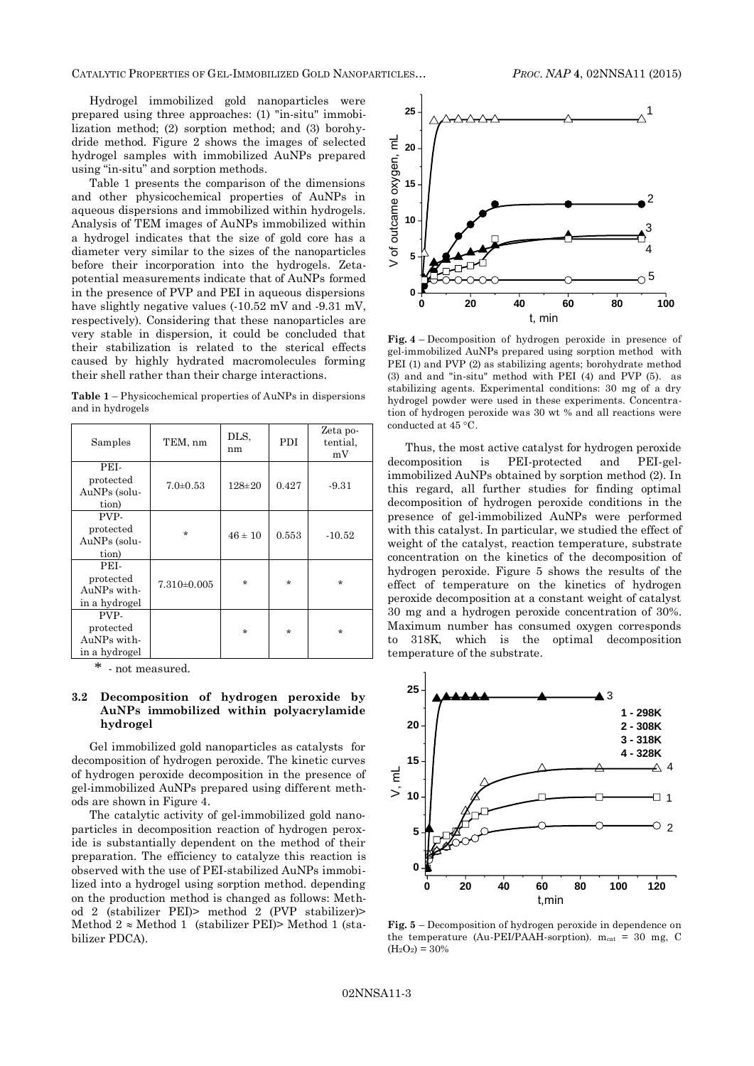Hydrogel immobilized gold nanoparticles were prepared using three approaches: (1) "in-situ" immobilization method; (2) sorption method; and (3) borohydride method. Figure 2 shows the images of selected hydrogel samples with immobilized AuNPs prepared using "in-situ" and sorption methods.

Table 1 presents the comparison of the dimensions and other physicochemical properties of AuNPs in aqueous dispersions and immobilized within hydrogels. Analysis of TEM images of AuNPs immobilized within a hydrogel indicates that the size of gold core has a diameter very similar to the sizes of the nanoparticles before their incorporation into the hydrogels. Zeta-potential measurements indicate that of AuNPs formed in the presence of PVP and PEI in aqueous dispersions have slightly negative values (-10.52 mV and -9.31 mV, respectively). Considering that these nanoparticles are very stable in dispersion, it could be concluded that their stabilization is related to the sterical effects caused by highly hydrated macromolecules forming their shell rather than their charge interactions.

**Table 1** – Physicochemical properties of AuNPs in dispersions and in hydrogels

| Samples | TEM, nm | DLS, nm | PDI | Zeta potential, mV |
|---|---|---|---|---|
| PEI-protected AuNPs (solution) | 7.0±0.53 | 128±20 | 0.427 | -9.31 |
| PVP-protected AuNPs (solution) | * | 46 ± 10 | 0.553 | -10.52 |
| PEI-protected AuNPs within a hydrogel | 7.310±0.005 | * | * | * |
| PVP-protected AuNPs within a hydrogel | | * | * | * |

\* - not measured.

### 3.2 Decomposition of hydrogen peroxide by AuNPs immobilized within polyacrylamide hydrogel

Gel immobilized gold nanoparticles as catalysts for decomposition of hydrogen peroxide. The kinetic curves of hydrogen peroxide decomposition in the presence of gel-immobilized AuNPs prepared using different methods are shown in Figure 4.

The catalytic activity of gel-immobilized gold nanoparticles in decomposition reaction of hydrogen peroxide is substantially dependent on the method of their preparation. The efficiency to catalyze this reaction is observed with the use of PEI-stabilized AuNPs immobilized into a hydrogel using sorption method. depending on the production method is changed as follows: Method 2 (stabilizer PEI)> method 2 (PVP stabilizer)> Method 2 ≈ Method 1 (stabilizer PEI)> Method 1 (stabilizer PDCA).

**Fig. 4** – Decomposition of hydrogen peroxide in presence of gel-immobilized AuNPs prepared using sorption method with PEI (1) and PVP (2) as stabilizing agents; borohydrate method (3) and and "in-situ" method with PEI (4) and PVP (5). as stabilizing agents. Experimental conditions: 30 mg of a dry hydrogel powder were used in these experiments. Concentration of hydrogen peroxide was 30 wt % and all reactions were conducted at 45 °C.

Thus, the most active catalyst for hydrogen peroxide decomposition is PEI-protected and PEI-gel-immobilized AuNPs obtained by sorption method (2). In this regard, all further studies for finding optimal decomposition of hydrogen peroxide conditions in the presence of gel-immobilized AuNPs were performed with this catalyst. In particular, we studied the effect of weight of the catalyst, reaction temperature, substrate concentration on the kinetics of the decomposition of hydrogen peroxide. Figure 5 shows the results of the effect of temperature on the kinetics of hydrogen peroxide decomposition at a constant weight of catalyst 30 mg and a hydrogen peroxide concentration of 30%. Maximum number has consumed oxygen corresponds to 318K, which is the optimal decomposition temperature of the substrate.

**Fig. 5** – Decomposition of hydrogen peroxide in dependence on the temperature (Au-PEI/PAAH-sorption). $m_{cat}$ = 30 mg, C ($H_2O_2$) = 30%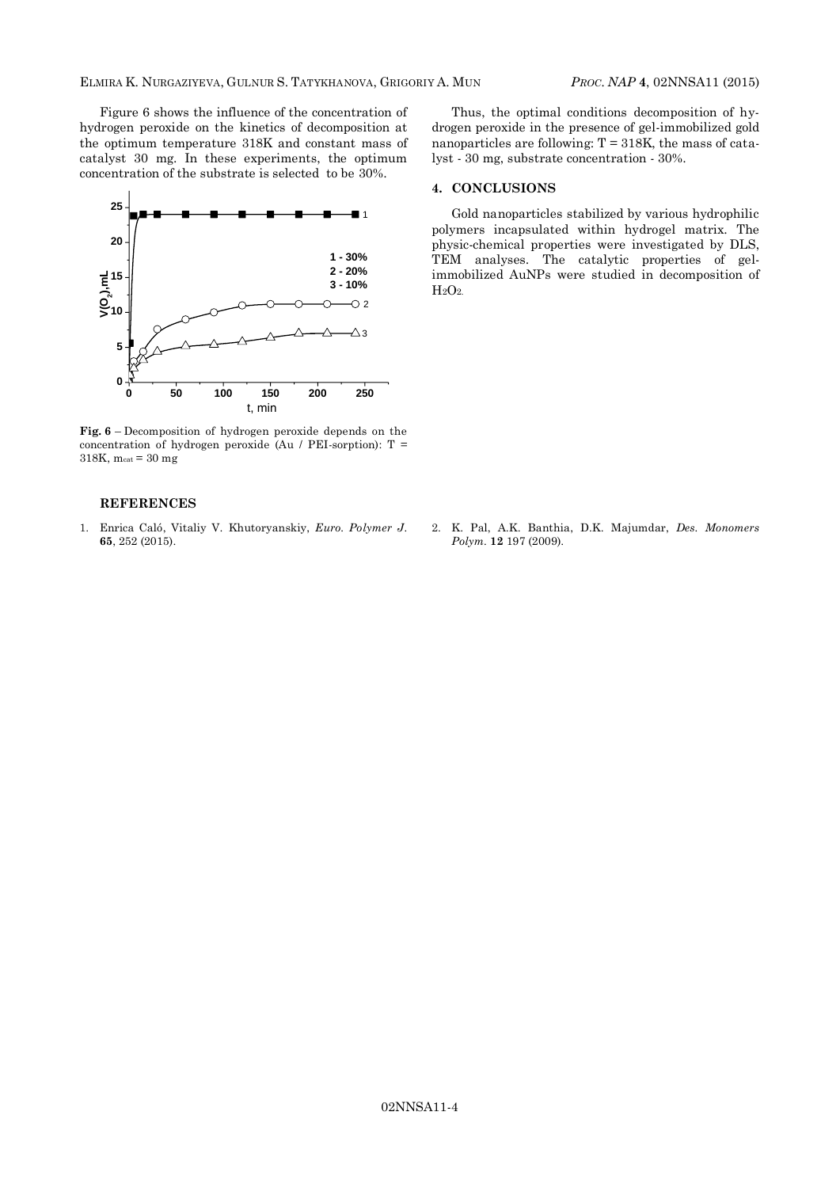Figure 6 shows the influence of the concentration of hydrogen peroxide on the kinetics of decomposition at the optimum temperature 318K and constant mass of catalyst 30 mg. In these experiments, the optimum concentration of the substrate is selected to be 30%.

25
20
15
10
5
0
$V(O_2)$,mL
0
50
100
150
200
250
t, min
1 - 30%
2 - 20%
3 - 10%
1
2
3

**Fig. 6** – Decomposition of hydrogen peroxide depends on the concentration of hydrogen peroxide (Au / PEI-sorption): T = 318K, $m_{cat}$ = 30 mg

Thus, the optimal conditions decomposition of hydrogen peroxide in the presence of gel-immobilized gold nanoparticles are following: T = 318K, the mass of catalyst - 30 mg, substrate concentration - 30%.

## 4. CONCLUSIONS

Gold nanoparticles stabilized by various hydrophilic polymers incapsulated within hydrogel matrix. The physic-chemical properties were investigated by DLS, TEM analyses. The catalytic properties of gel-immobilized AuNPs were studied in decomposition of $H_2O_2$.

## REFERENCES

1. Enrica Caló, Vitaliy V. Khutoryanskiy, *Euro. Polymer J.* **65**, 252 (2015).
2. K. Pal, A.K. Banthia, D.K. Majumdar, *Des. Monomers Polym.* **12** 197 (2009).